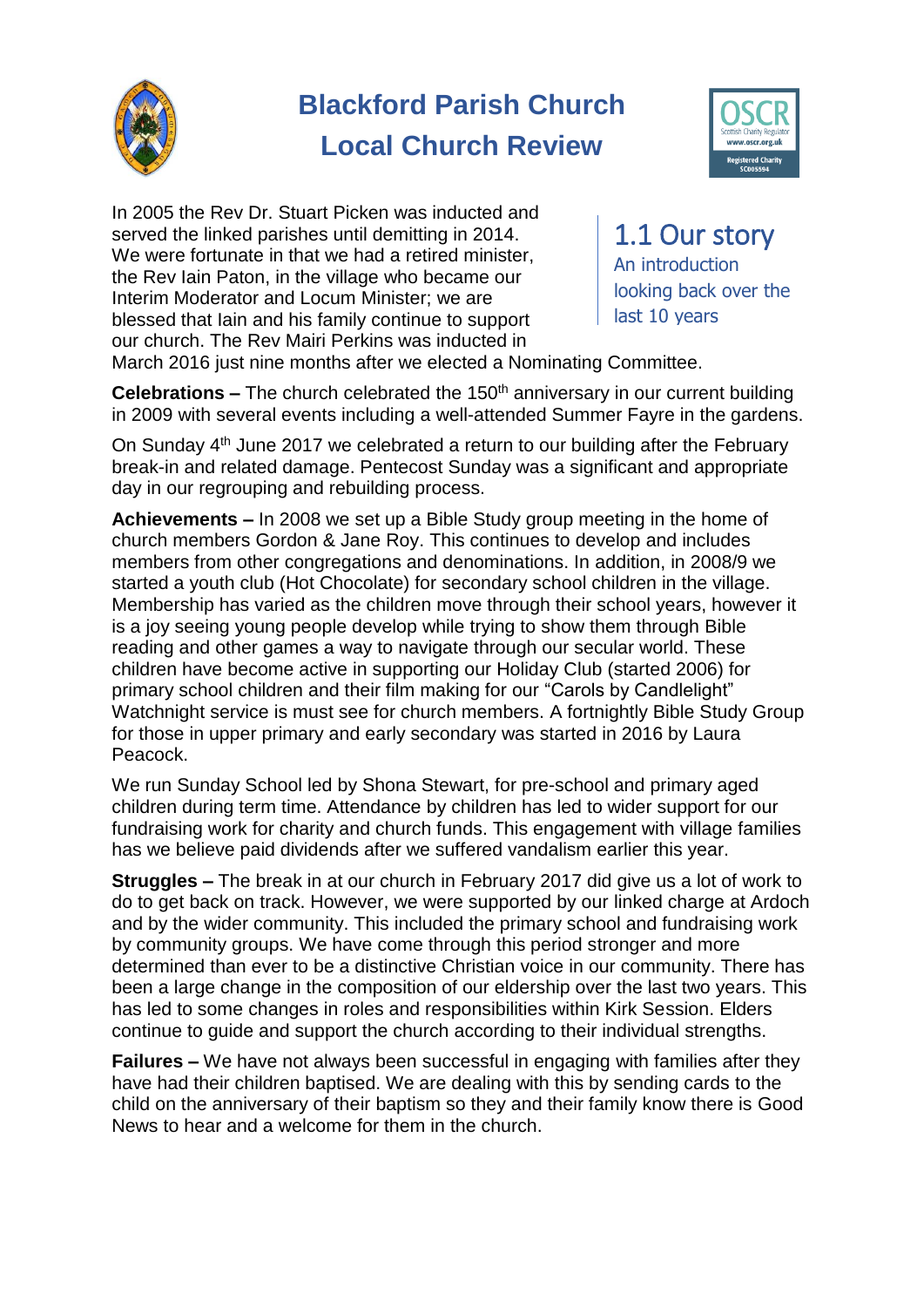# Blackford Parish Church
# Local Church Review

## 1.1 Our story

An introduction looking back over the last 10 years

In 2005 the Rev Dr. Stuart Picken was inducted and served the linked parishes until demitting in 2014. We were fortunate in that we had a retired minister, the Rev Iain Paton, in the village who became our Interim Moderator and Locum Minister; we are blessed that Iain and his family continue to support our church. The Rev Mairi Perkins was inducted in March 2016 just nine months after we elected a Nominating Committee.

**Celebrations –** The church celebrated the 150th anniversary in our current building in 2009 with several events including a well-attended Summer Fayre in the gardens.

On Sunday 4th June 2017 we celebrated a return to our building after the February break-in and related damage. Pentecost Sunday was a significant and appropriate day in our regrouping and rebuilding process.

**Achievements –** In 2008 we set up a Bible Study group meeting in the home of church members Gordon & Jane Roy. This continues to develop and includes members from other congregations and denominations. In addition, in 2008/9 we started a youth club (Hot Chocolate) for secondary school children in the village. Membership has varied as the children move through their school years, however it is a joy seeing young people develop while trying to show them through Bible reading and other games a way to navigate through our secular world. These children have become active in supporting our Holiday Club (started 2006) for primary school children and their film making for our "Carols by Candlelight" Watchnight service is must see for church members. A fortnightly Bible Study Group for those in upper primary and early secondary was started in 2016 by Laura Peacock.

We run Sunday School led by Shona Stewart, for pre-school and primary aged children during term time. Attendance by children has led to wider support for our fundraising work for charity and church funds. This engagement with village families has we believe paid dividends after we suffered vandalism earlier this year.

**Struggles –** The break in at our church in February 2017 did give us a lot of work to do to get back on track. However, we were supported by our linked charge at Ardoch and by the wider community. This included the primary school and fundraising work by community groups. We have come through this period stronger and more determined than ever to be a distinctive Christian voice in our community. There has been a large change in the composition of our eldership over the last two years. This has led to some changes in roles and responsibilities within Kirk Session. Elders continue to guide and support the church according to their individual strengths.

**Failures –** We have not always been successful in engaging with families after they have had their children baptised. We are dealing with this by sending cards to the child on the anniversary of their baptism so they and their family know there is Good News to hear and a welcome for them in the church.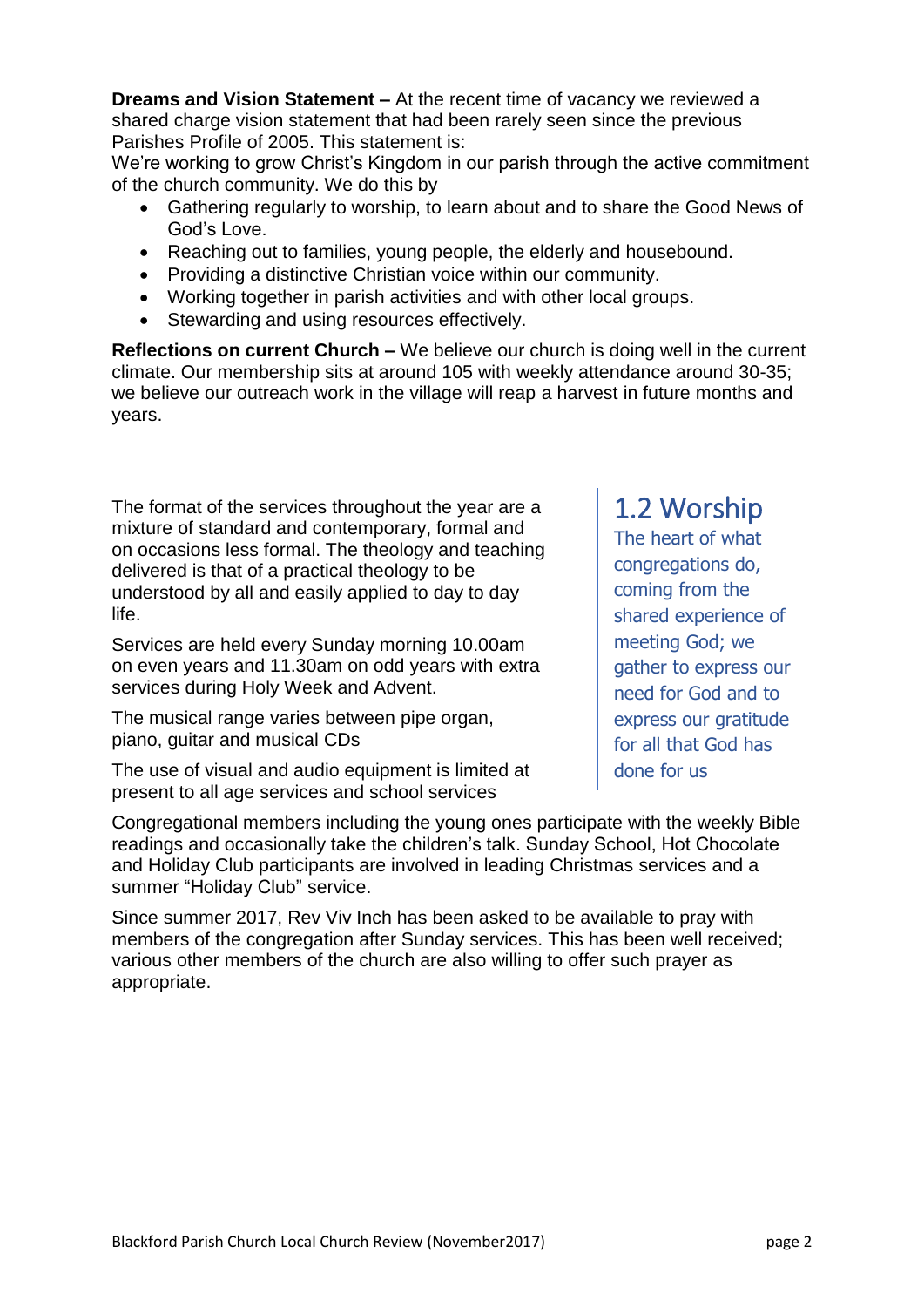**Dreams and Vision Statement –** At the recent time of vacancy we reviewed a shared charge vision statement that had been rarely seen since the previous Parishes Profile of 2005. This statement is:

We're working to grow Christ's Kingdom in our parish through the active commitment of the church community. We do this by

- Gathering regularly to worship, to learn about and to share the Good News of God's Love.
- Reaching out to families, young people, the elderly and housebound.
- Providing a distinctive Christian voice within our community.
- Working together in parish activities and with other local groups.
- Stewarding and using resources effectively.

**Reflections on current Church –** We believe our church is doing well in the current climate. Our membership sits at around 105 with weekly attendance around 30-35; we believe our outreach work in the village will reap a harvest in future months and years.

## 1.2 Worship

The heart of what congregations do, coming from the shared experience of meeting God; we gather to express our need for God and to express our gratitude for all that God has done for us

The format of the services throughout the year are a mixture of standard and contemporary, formal and on occasions less formal. The theology and teaching delivered is that of a practical theology to be understood by all and easily applied to day to day life.

Services are held every Sunday morning 10.00am on even years and 11.30am on odd years with extra services during Holy Week and Advent.

The musical range varies between pipe organ, piano, guitar and musical CDs

The use of visual and audio equipment is limited at present to all age services and school services

Congregational members including the young ones participate with the weekly Bible readings and occasionally take the children's talk. Sunday School, Hot Chocolate and Holiday Club participants are involved in leading Christmas services and a summer "Holiday Club" service.

Since summer 2017, Rev Viv Inch has been asked to be available to pray with members of the congregation after Sunday services. This has been well received; various other members of the church are also willing to offer such prayer as appropriate.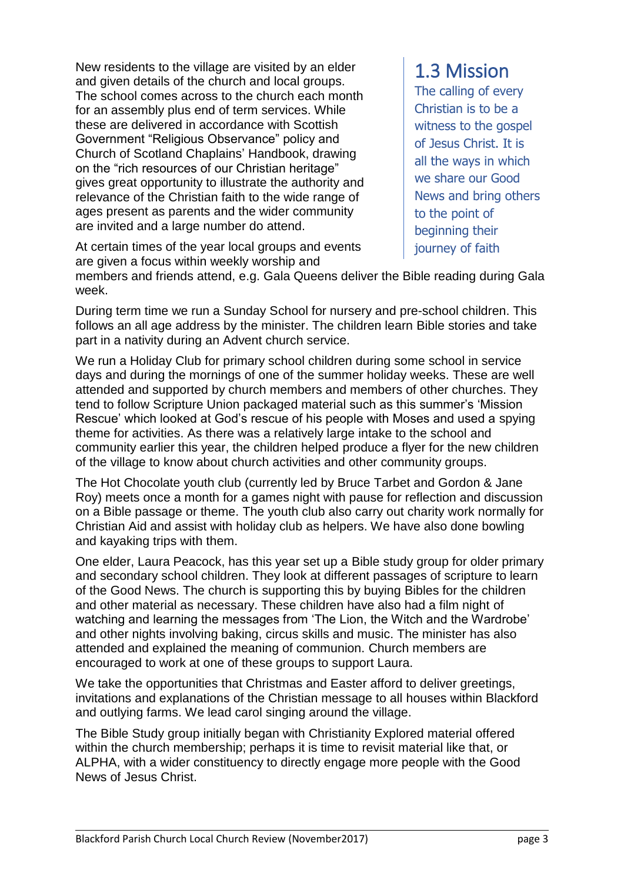New residents to the village are visited by an elder and given details of the church and local groups. The school comes across to the church each month for an assembly plus end of term services. While these are delivered in accordance with Scottish Government "Religious Observance" policy and Church of Scotland Chaplains' Handbook, drawing on the "rich resources of our Christian heritage" gives great opportunity to illustrate the authority and relevance of the Christian faith to the wide range of ages present as parents and the wider community are invited and a large number do attend.

## 1.3 Mission

The calling of every Christian is to be a witness to the gospel of Jesus Christ. It is all the ways in which we share our Good News and bring others to the point of beginning their journey of faith

At certain times of the year local groups and events are given a focus within weekly worship and members and friends attend, e.g. Gala Queens deliver the Bible reading during Gala week.

During term time we run a Sunday School for nursery and pre-school children. This follows an all age address by the minister. The children learn Bible stories and take part in a nativity during an Advent church service.

We run a Holiday Club for primary school children during some school in service days and during the mornings of one of the summer holiday weeks. These are well attended and supported by church members and members of other churches. They tend to follow Scripture Union packaged material such as this summer's 'Mission Rescue' which looked at God's rescue of his people with Moses and used a spying theme for activities. As there was a relatively large intake to the school and community earlier this year, the children helped produce a flyer for the new children of the village to know about church activities and other community groups.

The Hot Chocolate youth club (currently led by Bruce Tarbet and Gordon & Jane Roy) meets once a month for a games night with pause for reflection and discussion on a Bible passage or theme. The youth club also carry out charity work normally for Christian Aid and assist with holiday club as helpers. We have also done bowling and kayaking trips with them.

One elder, Laura Peacock, has this year set up a Bible study group for older primary and secondary school children. They look at different passages of scripture to learn of the Good News. The church is supporting this by buying Bibles for the children and other material as necessary. These children have also had a film night of watching and learning the messages from 'The Lion, the Witch and the Wardrobe' and other nights involving baking, circus skills and music. The minister has also attended and explained the meaning of communion. Church members are encouraged to work at one of these groups to support Laura.

We take the opportunities that Christmas and Easter afford to deliver greetings, invitations and explanations of the Christian message to all houses within Blackford and outlying farms. We lead carol singing around the village.

The Bible Study group initially began with Christianity Explored material offered within the church membership; perhaps it is time to revisit material like that, or ALPHA, with a wider constituency to directly engage more people with the Good News of Jesus Christ.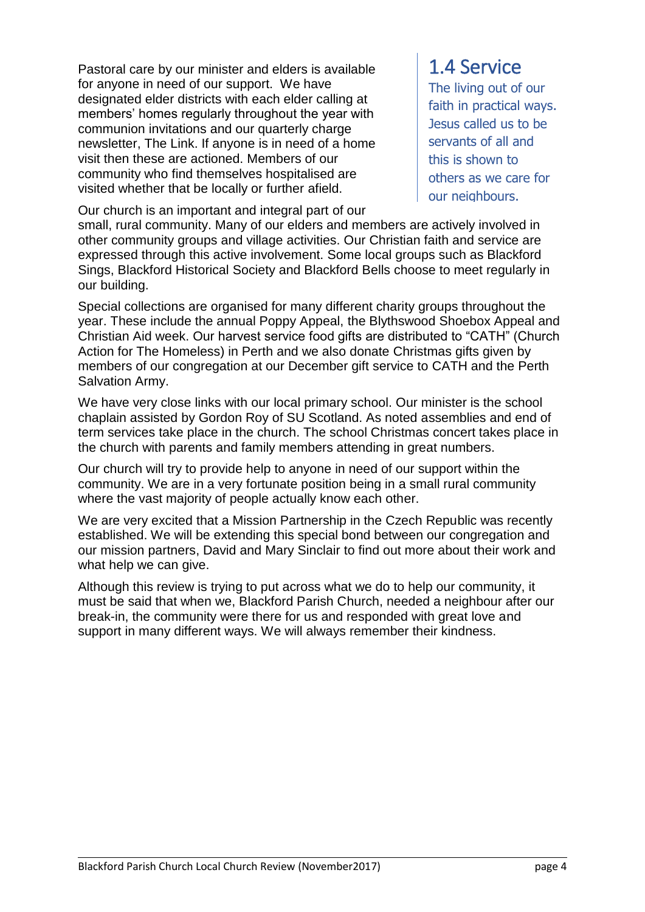Pastoral care by our minister and elders is available for anyone in need of our support. We have designated elder districts with each elder calling at members' homes regularly throughout the year with communion invitations and our quarterly charge newsletter, The Link. If anyone is in need of a home visit then these are actioned. Members of our community who find themselves hospitalised are visited whether that be locally or further afield.

## 1.4 Service

The living out of our faith in practical ways. Jesus called us to be servants of all and this is shown to others as we care for our neighbours.

Our church is an important and integral part of our small, rural community. Many of our elders and members are actively involved in other community groups and village activities. Our Christian faith and service are expressed through this active involvement. Some local groups such as Blackford Sings, Blackford Historical Society and Blackford Bells choose to meet regularly in our building.

Special collections are organised for many different charity groups throughout the year. These include the annual Poppy Appeal, the Blythswood Shoebox Appeal and Christian Aid week. Our harvest service food gifts are distributed to "CATH" (Church Action for The Homeless) in Perth and we also donate Christmas gifts given by members of our congregation at our December gift service to CATH and the Perth Salvation Army.

We have very close links with our local primary school. Our minister is the school chaplain assisted by Gordon Roy of SU Scotland. As noted assemblies and end of term services take place in the church. The school Christmas concert takes place in the church with parents and family members attending in great numbers.

Our church will try to provide help to anyone in need of our support within the community. We are in a very fortunate position being in a small rural community where the vast majority of people actually know each other.

We are very excited that a Mission Partnership in the Czech Republic was recently established. We will be extending this special bond between our congregation and our mission partners, David and Mary Sinclair to find out more about their work and what help we can give.

Although this review is trying to put across what we do to help our community, it must be said that when we, Blackford Parish Church, needed a neighbour after our break-in, the community were there for us and responded with great love and support in many different ways. We will always remember their kindness.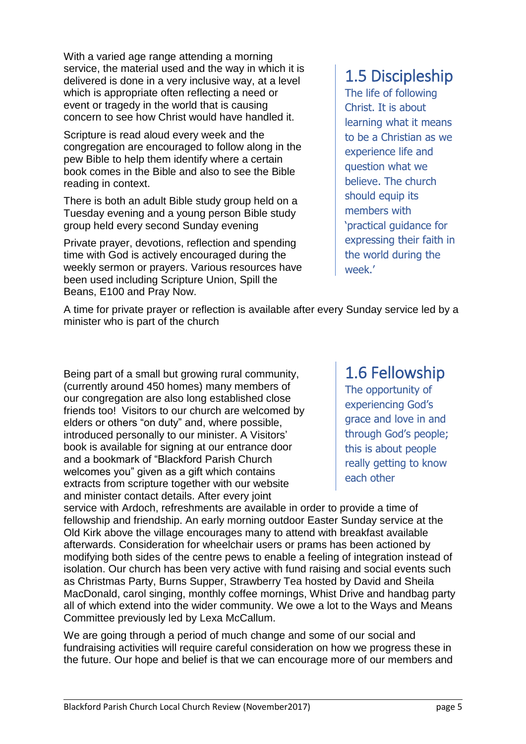## 1.5 Discipleship

The life of following Christ. It is about learning what it means to be a Christian as we experience life and question what we believe. The church should equip its members with 'practical guidance for expressing their faith in the world during the week.'

With a varied age range attending a morning service, the material used and the way in which it is delivered is done in a very inclusive way, at a level which is appropriate often reflecting a need or event or tragedy in the world that is causing concern to see how Christ would have handled it.

Scripture is read aloud every week and the congregation are encouraged to follow along in the pew Bible to help them identify where a certain book comes in the Bible and also to see the Bible reading in context.

There is both an adult Bible study group held on a Tuesday evening and a young person Bible study group held every second Sunday evening

Private prayer, devotions, reflection and spending time with God is actively encouraged during the weekly sermon or prayers. Various resources have been used including Scripture Union, Spill the Beans, E100 and Pray Now.

A time for private prayer or reflection is available after every Sunday service led by a minister who is part of the church

## 1.6 Fellowship

The opportunity of experiencing God's grace and love in and through God's people; this is about people really getting to know each other

Being part of a small but growing rural community, (currently around 450 homes) many members of our congregation are also long established close friends too! Visitors to our church are welcomed by elders or others "on duty" and, where possible, introduced personally to our minister. A Visitors' book is available for signing at our entrance door and a bookmark of "Blackford Parish Church welcomes you" given as a gift which contains extracts from scripture together with our website and minister contact details. After every joint service with Ardoch, refreshments are available in order to provide a time of fellowship and friendship. An early morning outdoor Easter Sunday service at the Old Kirk above the village encourages many to attend with breakfast available afterwards. Consideration for wheelchair users or prams has been actioned by modifying both sides of the centre pews to enable a feeling of integration instead of isolation. Our church has been very active with fund raising and social events such as Christmas Party, Burns Supper, Strawberry Tea hosted by David and Sheila MacDonald, carol singing, monthly coffee mornings, Whist Drive and handbag party all of which extend into the wider community. We owe a lot to the Ways and Means Committee previously led by Lexa McCallum.

We are going through a period of much change and some of our social and fundraising activities will require careful consideration on how we progress these in the future. Our hope and belief is that we can encourage more of our members and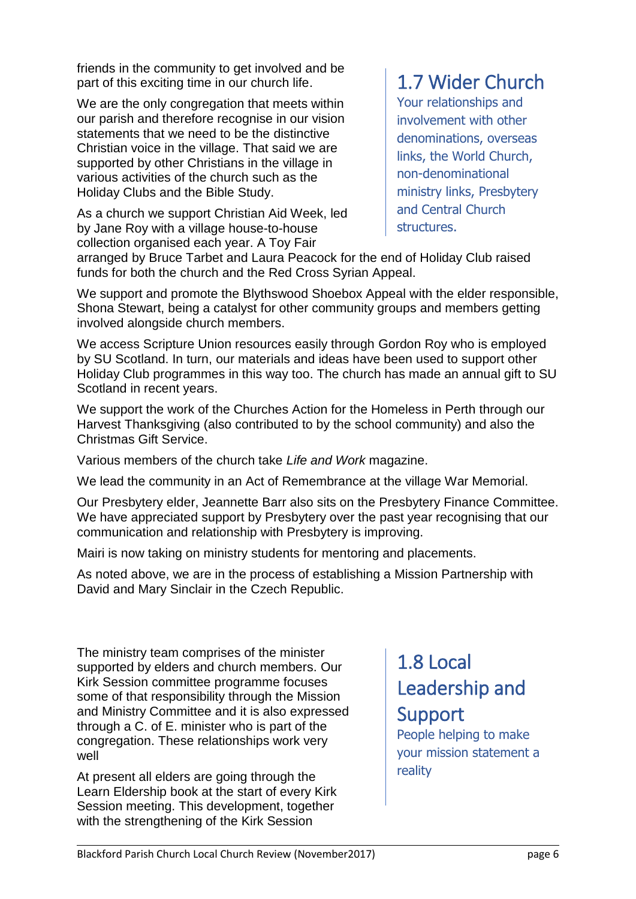friends in the community to get involved and be part of this exciting time in our church life.

We are the only congregation that meets within our parish and therefore recognise in our vision statements that we need to be the distinctive Christian voice in the village. That said we are supported by other Christians in the village in various activities of the church such as the Holiday Clubs and the Bible Study.

## 1.7 Wider Church

Your relationships and involvement with other denominations, overseas links, the World Church, non-denominational ministry links, Presbytery and Central Church structures.

As a church we support Christian Aid Week, led by Jane Roy with a village house-to-house collection organised each year. A Toy Fair arranged by Bruce Tarbet and Laura Peacock for the end of Holiday Club raised funds for both the church and the Red Cross Syrian Appeal.

We support and promote the Blythswood Shoebox Appeal with the elder responsible, Shona Stewart, being a catalyst for other community groups and members getting involved alongside church members.

We access Scripture Union resources easily through Gordon Roy who is employed by SU Scotland. In turn, our materials and ideas have been used to support other Holiday Club programmes in this way too. The church has made an annual gift to SU Scotland in recent years.

We support the work of the Churches Action for the Homeless in Perth through our Harvest Thanksgiving (also contributed to by the school community) and also the Christmas Gift Service.

Various members of the church take *Life and Work* magazine.

We lead the community in an Act of Remembrance at the village War Memorial.

Our Presbytery elder, Jeannette Barr also sits on the Presbytery Finance Committee. We have appreciated support by Presbytery over the past year recognising that our communication and relationship with Presbytery is improving.

Mairi is now taking on ministry students for mentoring and placements.

As noted above, we are in the process of establishing a Mission Partnership with David and Mary Sinclair in the Czech Republic.

## 1.8 Local Leadership and Support

People helping to make your mission statement a reality

The ministry team comprises of the minister supported by elders and church members. Our Kirk Session committee programme focuses some of that responsibility through the Mission and Ministry Committee and it is also expressed through a C. of E. minister who is part of the congregation. These relationships work very well

At present all elders are going through the Learn Eldership book at the start of every Kirk Session meeting. This development, together with the strengthening of the Kirk Session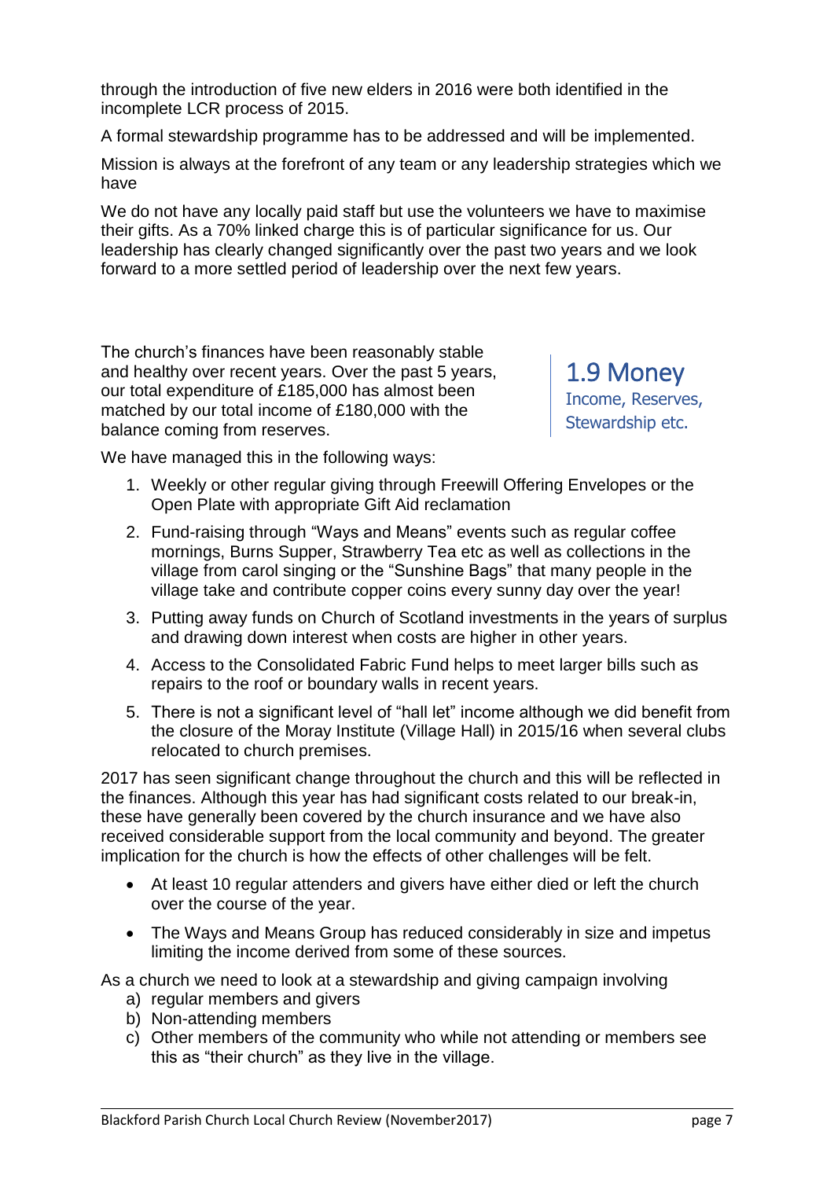through the introduction of five new elders in 2016 were both identified in the incomplete LCR process of 2015.

A formal stewardship programme has to be addressed and will be implemented.

Mission is always at the forefront of any team or any leadership strategies which we have

We do not have any locally paid staff but use the volunteers we have to maximise their gifts. As a 70% linked charge this is of particular significance for us. Our leadership has clearly changed significantly over the past two years and we look forward to a more settled period of leadership over the next few years.

## 1.9 Money

Income, Reserves, Stewardship etc.

The church's finances have been reasonably stable and healthy over recent years. Over the past 5 years, our total expenditure of £185,000 has almost been matched by our total income of £180,000 with the balance coming from reserves.

We have managed this in the following ways:

1. Weekly or other regular giving through Freewill Offering Envelopes or the Open Plate with appropriate Gift Aid reclamation
2. Fund-raising through "Ways and Means" events such as regular coffee mornings, Burns Supper, Strawberry Tea etc as well as collections in the village from carol singing or the "Sunshine Bags" that many people in the village take and contribute copper coins every sunny day over the year!
3. Putting away funds on Church of Scotland investments in the years of surplus and drawing down interest when costs are higher in other years.
4. Access to the Consolidated Fabric Fund helps to meet larger bills such as repairs to the roof or boundary walls in recent years.
5. There is not a significant level of "hall let" income although we did benefit from the closure of the Moray Institute (Village Hall) in 2015/16 when several clubs relocated to church premises.

2017 has seen significant change throughout the church and this will be reflected in the finances. Although this year has had significant costs related to our break-in, these have generally been covered by the church insurance and we have also received considerable support from the local community and beyond. The greater implication for the church is how the effects of other challenges will be felt.

- At least 10 regular attenders and givers have either died or left the church over the course of the year.
- The Ways and Means Group has reduced considerably in size and impetus limiting the income derived from some of these sources.

As a church we need to look at a stewardship and giving campaign involving

a) regular members and givers
b) Non-attending members
c) Other members of the community who while not attending or members see this as "their church" as they live in the village.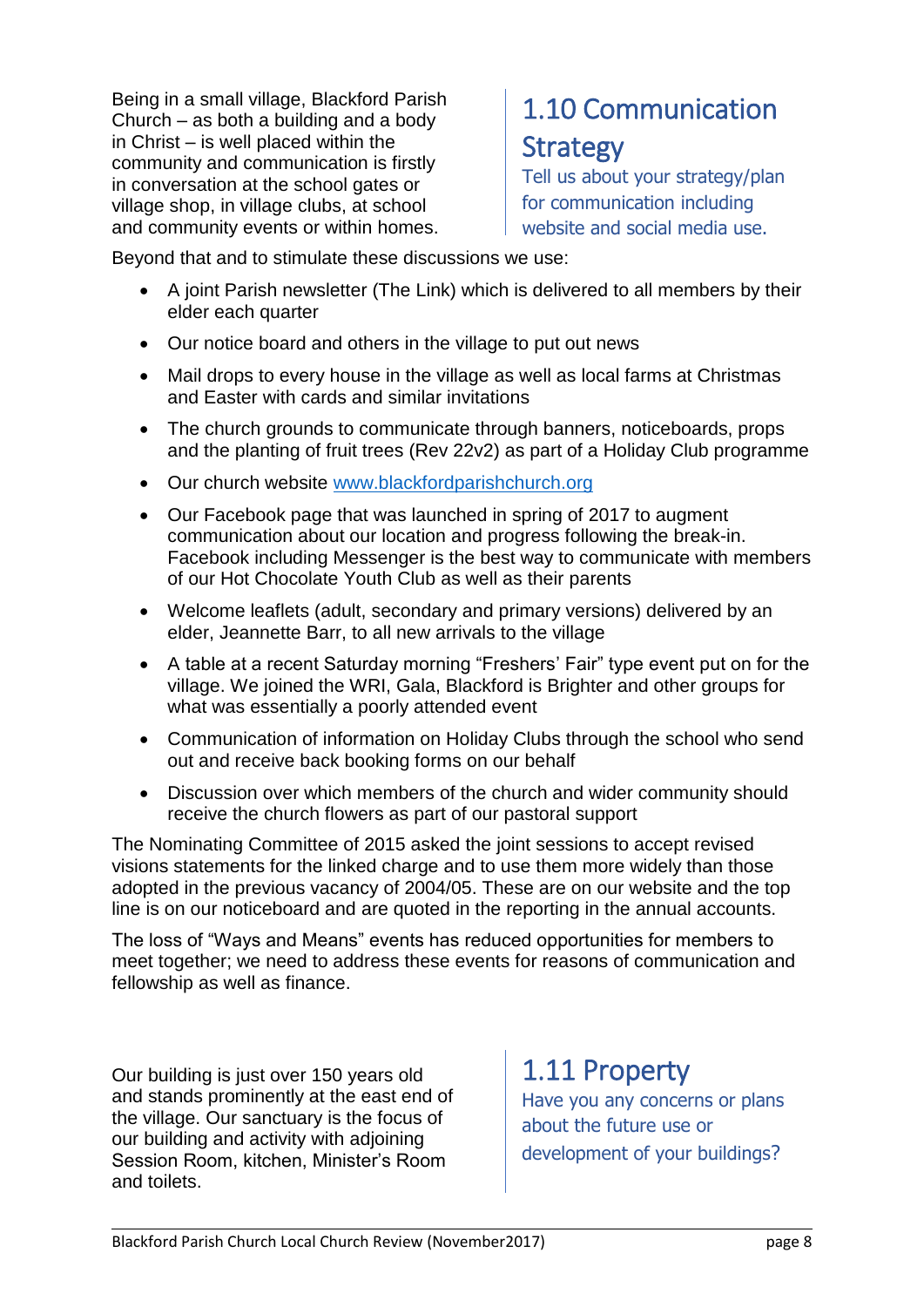## 1.10 Communication Strategy

Tell us about your strategy/plan for communication including website and social media use.

Being in a small village, Blackford Parish Church – as both a building and a body in Christ – is well placed within the community and communication is firstly in conversation at the school gates or village shop, in village clubs, at school and community events or within homes.

Beyond that and to stimulate these discussions we use:

- A joint Parish newsletter (The Link) which is delivered to all members by their elder each quarter
- Our notice board and others in the village to put out news
- Mail drops to every house in the village as well as local farms at Christmas and Easter with cards and similar invitations
- The church grounds to communicate through banners, noticeboards, props and the planting of fruit trees (Rev 22v2) as part of a Holiday Club programme
- Our church website [www.blackfordparishchurch.org](http://www.blackfordparishchurch.org)
- Our Facebook page that was launched in spring of 2017 to augment communication about our location and progress following the break-in. Facebook including Messenger is the best way to communicate with members of our Hot Chocolate Youth Club as well as their parents
- Welcome leaflets (adult, secondary and primary versions) delivered by an elder, Jeannette Barr, to all new arrivals to the village
- A table at a recent Saturday morning "Freshers' Fair" type event put on for the village. We joined the WRI, Gala, Blackford is Brighter and other groups for what was essentially a poorly attended event
- Communication of information on Holiday Clubs through the school who send out and receive back booking forms on our behalf
- Discussion over which members of the church and wider community should receive the church flowers as part of our pastoral support

The Nominating Committee of 2015 asked the joint sessions to accept revised visions statements for the linked charge and to use them more widely than those adopted in the previous vacancy of 2004/05. These are on our website and the top line is on our noticeboard and are quoted in the reporting in the annual accounts.

The loss of "Ways and Means" events has reduced opportunities for members to meet together; we need to address these events for reasons of communication and fellowship as well as finance.

## 1.11 Property

Have you any concerns or plans about the future use or development of your buildings?

Our building is just over 150 years old and stands prominently at the east end of the village. Our sanctuary is the focus of our building and activity with adjoining Session Room, kitchen, Minister's Room and toilets.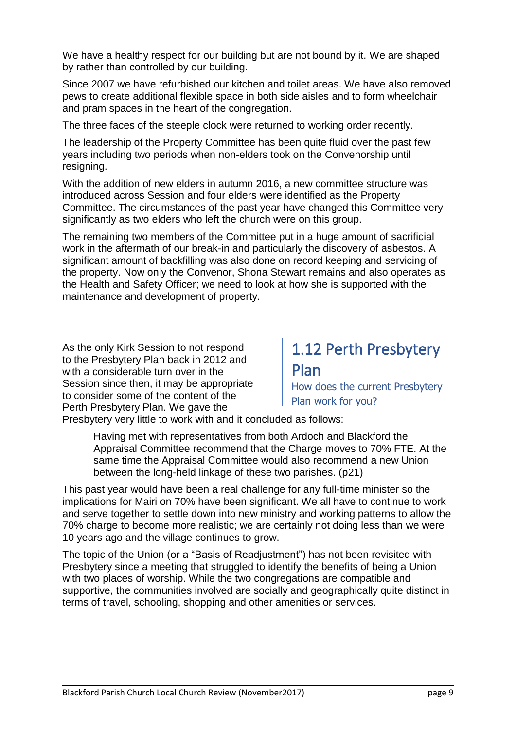We have a healthy respect for our building but are not bound by it. We are shaped by rather than controlled by our building.

Since 2007 we have refurbished our kitchen and toilet areas. We have also removed pews to create additional flexible space in both side aisles and to form wheelchair and pram spaces in the heart of the congregation.

The three faces of the steeple clock were returned to working order recently.

The leadership of the Property Committee has been quite fluid over the past few years including two periods when non-elders took on the Convenorship until resigning.

With the addition of new elders in autumn 2016, a new committee structure was introduced across Session and four elders were identified as the Property Committee. The circumstances of the past year have changed this Committee very significantly as two elders who left the church were on this group.

The remaining two members of the Committee put in a huge amount of sacrificial work in the aftermath of our break-in and particularly the discovery of asbestos. A significant amount of backfilling was also done on record keeping and servicing of the property. Now only the Convenor, Shona Stewart remains and also operates as the Health and Safety Officer; we need to look at how she is supported with the maintenance and development of property.

## 1.12 Perth Presbytery Plan

How does the current Presbytery Plan work for you?

As the only Kirk Session to not respond to the Presbytery Plan back in 2012 and with a considerable turn over in the Session since then, it may be appropriate to consider some of the content of the Perth Presbytery Plan. We gave the Presbytery very little to work with and it concluded as follows:

> Having met with representatives from both Ardoch and Blackford the Appraisal Committee recommend that the Charge moves to 70% FTE. At the same time the Appraisal Committee would also recommend a new Union between the long-held linkage of these two parishes. (p21)

This past year would have been a real challenge for any full-time minister so the implications for Mairi on 70% have been significant. We all have to continue to work and serve together to settle down into new ministry and working patterns to allow the 70% charge to become more realistic; we are certainly not doing less than we were 10 years ago and the village continues to grow.

The topic of the Union (or a "Basis of Readjustment") has not been revisited with Presbytery since a meeting that struggled to identify the benefits of being a Union with two places of worship. While the two congregations are compatible and supportive, the communities involved are socially and geographically quite distinct in terms of travel, schooling, shopping and other amenities or services.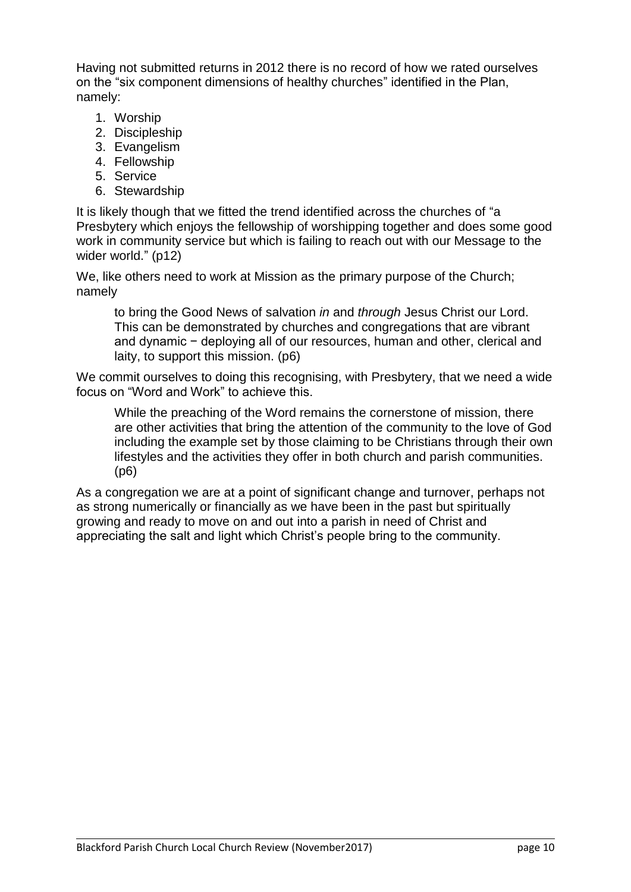Having not submitted returns in 2012 there is no record of how we rated ourselves on the "six component dimensions of healthy churches" identified in the Plan, namely:

1. Worship
2. Discipleship
3. Evangelism
4. Fellowship
5. Service
6. Stewardship

It is likely though that we fitted the trend identified across the churches of "a Presbytery which enjoys the fellowship of worshipping together and does some good work in community service but which is failing to reach out with our Message to the wider world." (p12)

We, like others need to work at Mission as the primary purpose of the Church; namely

> to bring the Good News of salvation *in* and *through* Jesus Christ our Lord. This can be demonstrated by churches and congregations that are vibrant and dynamic − deploying all of our resources, human and other, clerical and laity, to support this mission. (p6)

We commit ourselves to doing this recognising, with Presbytery, that we need a wide focus on "Word and Work" to achieve this.

> While the preaching of the Word remains the cornerstone of mission, there are other activities that bring the attention of the community to the love of God including the example set by those claiming to be Christians through their own lifestyles and the activities they offer in both church and parish communities. (p6)

As a congregation we are at a point of significant change and turnover, perhaps not as strong numerically or financially as we have been in the past but spiritually growing and ready to move on and out into a parish in need of Christ and appreciating the salt and light which Christ's people bring to the community.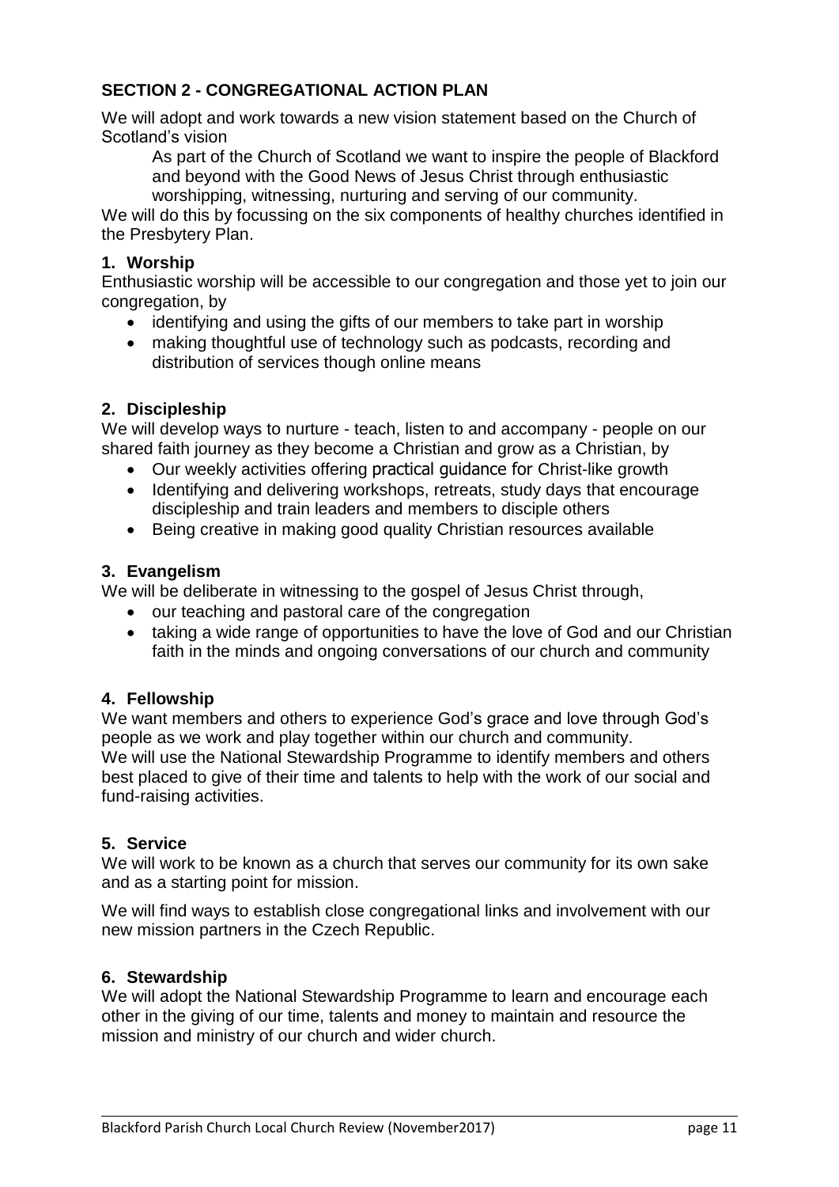## SECTION 2 - CONGREGATIONAL ACTION PLAN

We will adopt and work towards a new vision statement based on the Church of Scotland's vision

> As part of the Church of Scotland we want to inspire the people of Blackford and beyond with the Good News of Jesus Christ through enthusiastic worshipping, witnessing, nurturing and serving of our community.

We will do this by focussing on the six components of healthy churches identified in the Presbytery Plan.

### 1. Worship

Enthusiastic worship will be accessible to our congregation and those yet to join our congregation, by

- identifying and using the gifts of our members to take part in worship
- making thoughtful use of technology such as podcasts, recording and distribution of services though online means

### 2. Discipleship

We will develop ways to nurture - teach, listen to and accompany - people on our shared faith journey as they become a Christian and grow as a Christian, by

- Our weekly activities offering practical guidance for Christ-like growth
- Identifying and delivering workshops, retreats, study days that encourage discipleship and train leaders and members to disciple others
- Being creative in making good quality Christian resources available

### 3. Evangelism

We will be deliberate in witnessing to the gospel of Jesus Christ through,

- our teaching and pastoral care of the congregation
- taking a wide range of opportunities to have the love of God and our Christian faith in the minds and ongoing conversations of our church and community

### 4. Fellowship

We want members and others to experience God's grace and love through God's people as we work and play together within our church and community.
We will use the National Stewardship Programme to identify members and others best placed to give of their time and talents to help with the work of our social and fund-raising activities.

### 5. Service

We will work to be known as a church that serves our community for its own sake and as a starting point for mission.

We will find ways to establish close congregational links and involvement with our new mission partners in the Czech Republic.

### 6. Stewardship

We will adopt the National Stewardship Programme to learn and encourage each other in the giving of our time, talents and money to maintain and resource the mission and ministry of our church and wider church.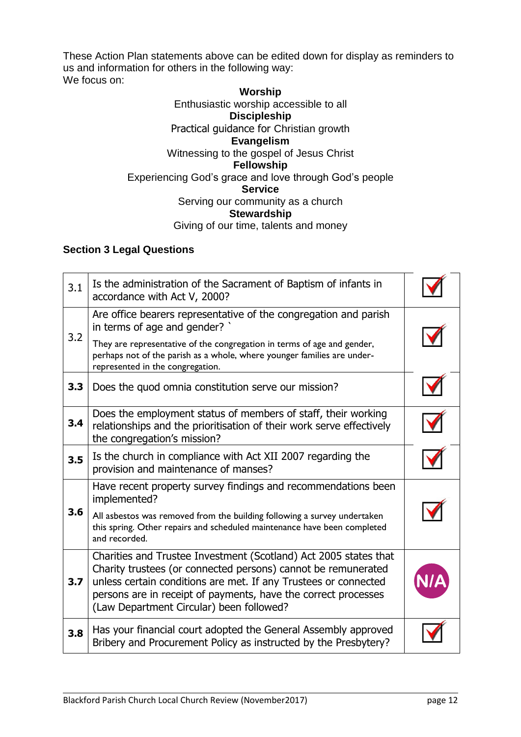These Action Plan statements above can be edited down for display as reminders to us and information for others in the following way:
We focus on:

**Worship**
Enthusiastic worship accessible to all
**Discipleship**
Practical guidance for Christian growth
**Evangelism**
Witnessing to the gospel of Jesus Christ
**Fellowship**
Experiencing God's grace and love through God's people
**Service**
Serving our community as a church
**Stewardship**
Giving of our time, talents and money

### Section 3 Legal Questions

| | | |
|---|---|---|
| 3.1 | Is the administration of the Sacrament of Baptism of infants in accordance with Act V, 2000? | ☑ |
| 3.2 | Are office bearers representative of the congregation and parish in terms of age and gender? `<br>They are representative of the congregation in terms of age and gender, perhaps not of the parish as a whole, where younger families are under-represented in the congregation. | ☑ |
| **3.3** | Does the quod omnia constitution serve our mission? | ☑ |
| **3.4** | Does the employment status of members of staff, their working relationships and the prioritisation of their work serve effectively the congregation's mission? | ☑ |
| **3.5** | Is the church in compliance with Act XII 2007 regarding the provision and maintenance of manses? | ☑ |
| **3.6** | Have recent property survey findings and recommendations been implemented?<br>All asbestos was removed from the building following a survey undertaken this spring. Other repairs and scheduled maintenance have been completed and recorded. | ☑ |
| **3.7** | Charities and Trustee Investment (Scotland) Act 2005 states that Charity trustees (or connected persons) cannot be remunerated unless certain conditions are met. If any Trustees or connected persons are in receipt of payments, have the correct processes (Law Department Circular) been followed? | N/A |
| **3.8** | Has your financial court adopted the General Assembly approved Bribery and Procurement Policy as instructed by the Presbytery? | ☑ |